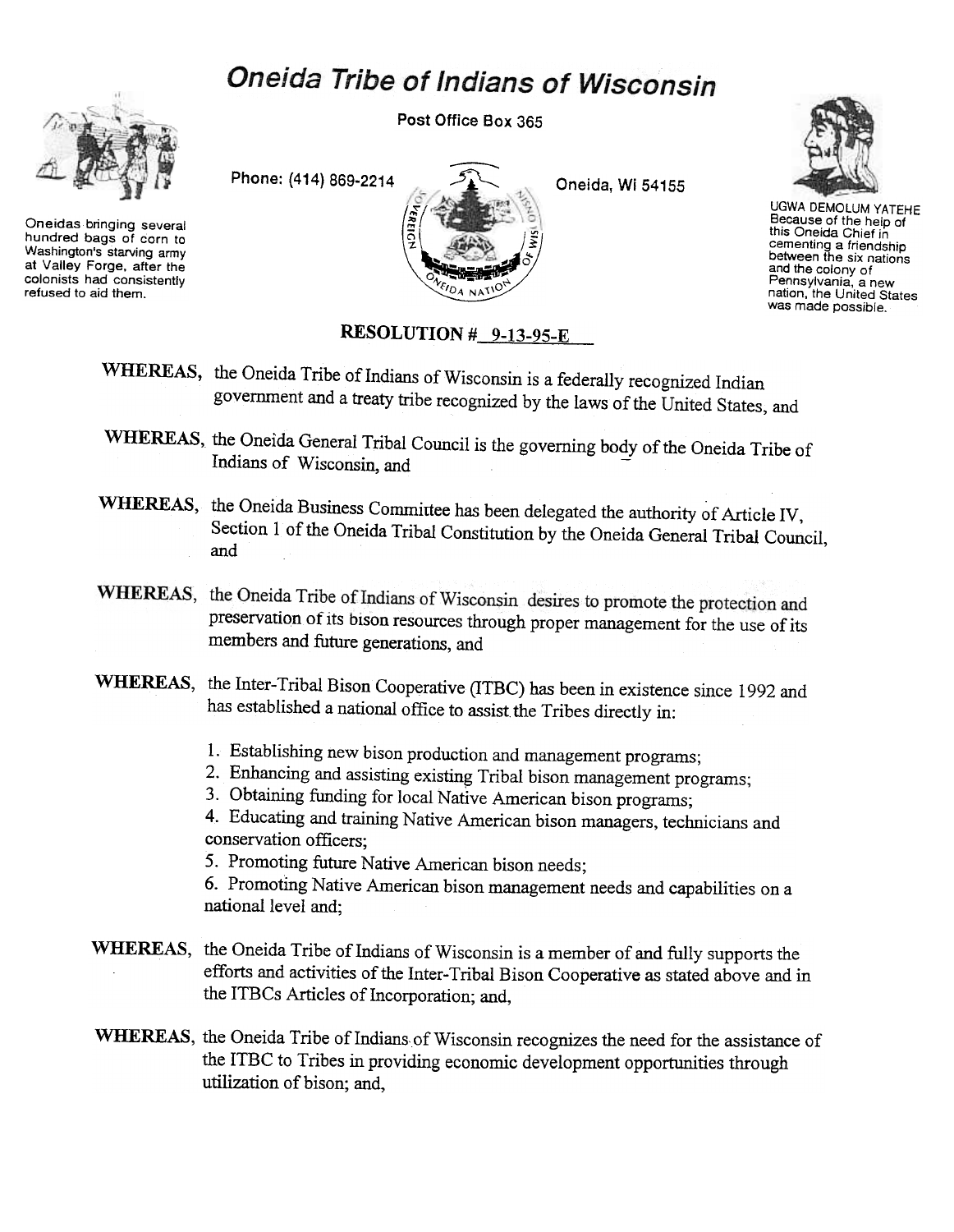# Oneida Tribe of Indians of Wisconsin

Post Office Box 365

Phone: (414) 869-2214 Oneida, Wi 54155

Oneidas bringing several hundred bags of corn to Washington's starving army at Valley Forge, after the colonists had consistently refused to aid them.

UGWA DEMOLUM YATEHE Because of the help of this Oneida Chief in cementing a friendship between the six nations and the colony of Pennsylvania, a new nation, the United States was made possible.

## RESOLUTION # 9-13-95-E

**WHEREAS,** the Oneida Tribe of Indians of Wisconsin is a federally recognized Indian government and a treaty tribe recognized by the laws of the United States, and

**WHEREAS,** the Oneida General Tribal Council is the governing body of the Oneida Tribe of Indians of Wisconsin, and

**WHEREAS,** the Oneida Business Committee has been delegated the authority of Article IV, Section 1 of the Oneida Tribal Constitution by the Oneida General Tribal Council, and

**WHEREAS,** the Oneida Tribe of Indians of Wisconsin desires to promote the protection and preservation of its bison resources through proper management for the use of its members and future generations, and

**WHEREAS,** the Inter-Tribal Bison Cooperative (ITBC) has been in existence since 1992 and has established a national office to assist the Tribes directly in:

1. Establishing new bison production and management programs;
2. Enhancing and assisting existing Tribal bison management programs;
3. Obtaining funding for local Native American bison programs;
4. Educating and training Native American bison managers, technicians and conservation officers;
5. Promoting future Native American bison needs;
6. Promoting Native American bison management needs and capabilities on a national level and;

**WHEREAS,** the Oneida Tribe of Indians of Wisconsin is a member of and fully supports the efforts and activities of the Inter-Tribal Bison Cooperative as stated above and in the ITBCs Articles of Incorporation; and,

**WHEREAS,** the Oneida Tribe of Indians of Wisconsin recognizes the need for the assistance of the ITBC to Tribes in providing economic development opportunities through utilization of bison; and,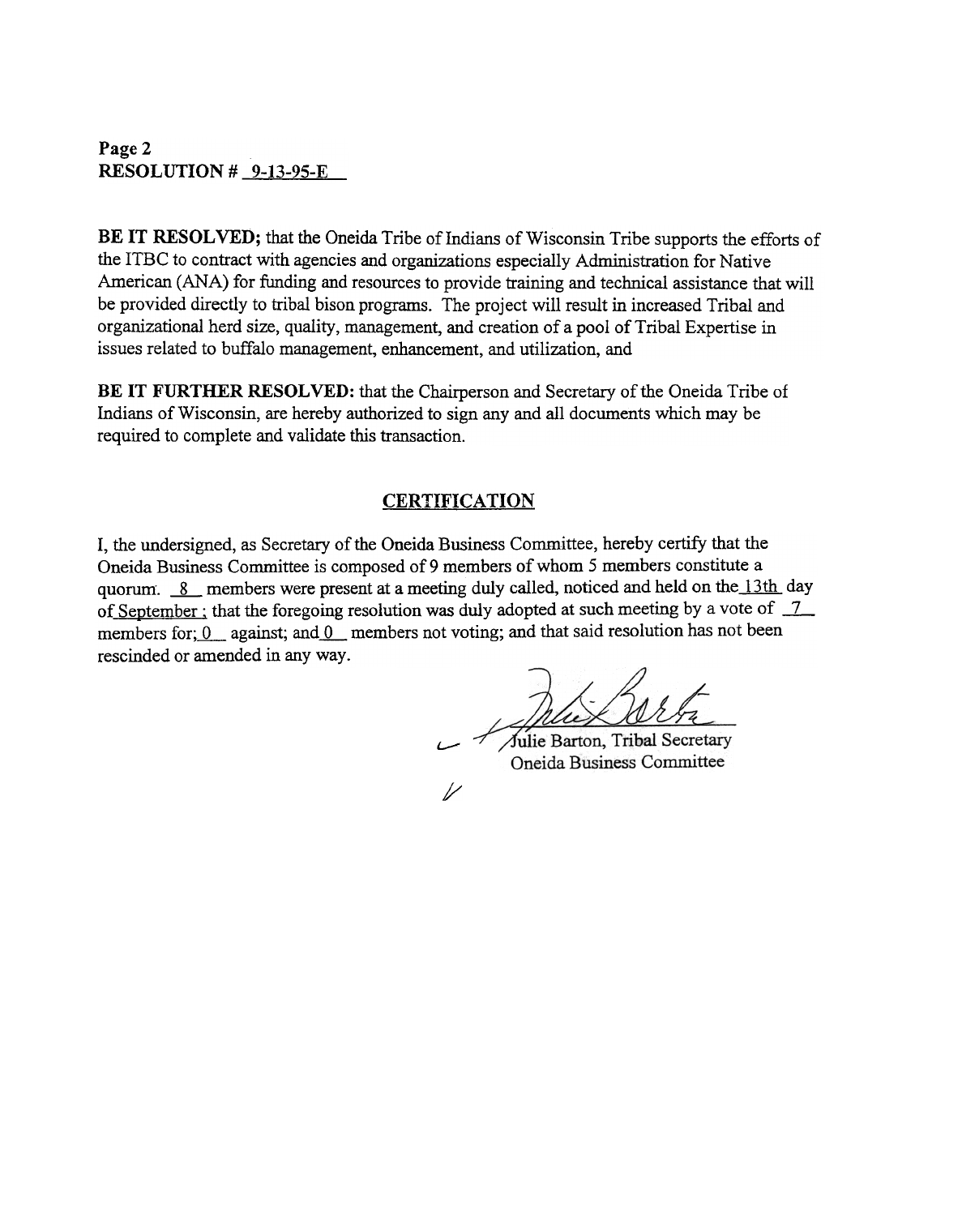**Page 2**
**RESOLUTION # 9-13-95-E**

**BE IT RESOLVED;** that the Oneida Tribe of Indians of Wisconsin Tribe supports the efforts of the ITBC to contract with agencies and organizations especially Administration for Native American (ANA) for funding and resources to provide training and technical assistance that will be provided directly to tribal bison programs. The project will result in increased Tribal and organizational herd size, quality, management, and creation of a pool of Tribal Expertise in issues related to buffalo management, enhancement, and utilization, and

**BE IT FURTHER RESOLVED:** that the Chairperson and Secretary of the Oneida Tribe of Indians of Wisconsin, are hereby authorized to sign any and all documents which may be required to complete and validate this transaction.

## CERTIFICATION

I, the undersigned, as Secretary of the Oneida Business Committee, hereby certify that the Oneida Business Committee is composed of 9 members of whom 5 members constitute a quorum. 8 members were present at a meeting duly called, noticed and held on the 13th day of September ; that the foregoing resolution was duly adopted at such meeting by a vote of 7 members for; 0 against; and 0 members not voting; and that said resolution has not been rescinded or amended in any way.

Julie Barton, Tribal Secretary
Oneida Business Committee